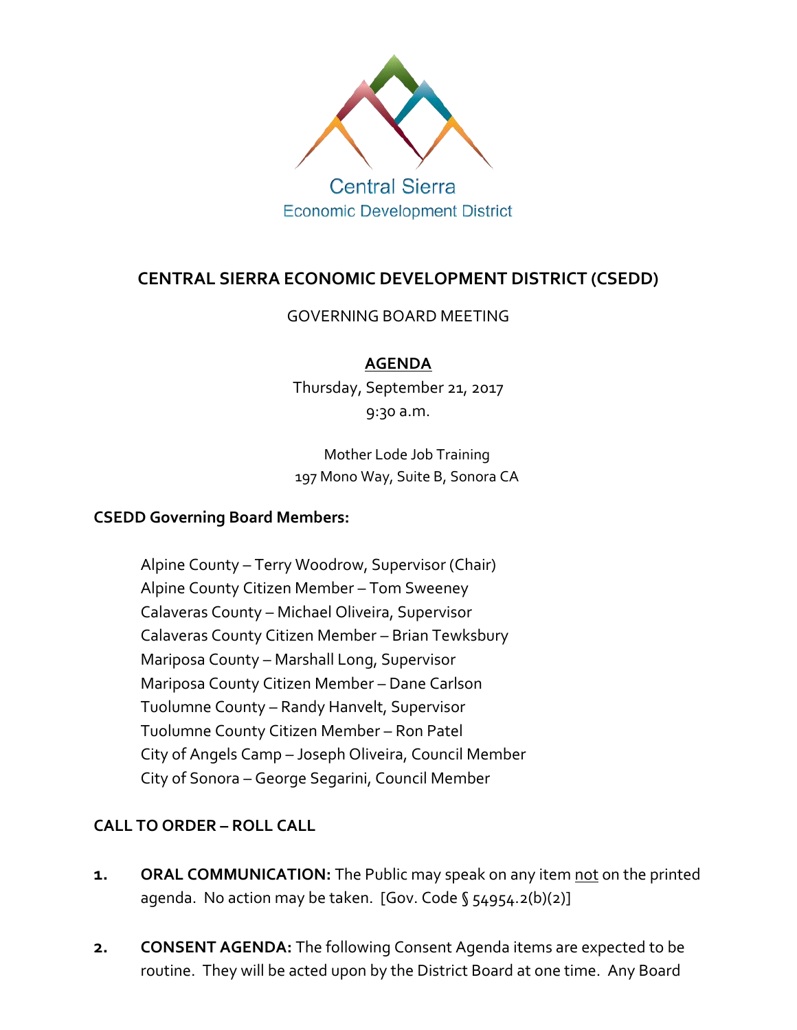Central Sierra
Economic Development District

# CENTRAL SIERRA ECONOMIC DEVELOPMENT DISTRICT (CSEDD)

GOVERNING BOARD MEETING

**AGENDA**

Thursday, September 21, 2017
9:30 a.m.

Mother Lode Job Training
197 Mono Way, Suite B, Sonora CA

**CSEDD Governing Board Members:**

Alpine County – Terry Woodrow, Supervisor (Chair)
Alpine County Citizen Member – Tom Sweeney
Calaveras County – Michael Oliveira, Supervisor
Calaveras County Citizen Member – Brian Tewksbury
Mariposa County – Marshall Long, Supervisor
Mariposa County Citizen Member – Dane Carlson
Tuolumne County – Randy Hanvelt, Supervisor
Tuolumne County Citizen Member – Ron Patel
City of Angels Camp – Joseph Oliveira, Council Member
City of Sonora – George Segarini, Council Member

**CALL TO ORDER – ROLL CALL**

1. **ORAL COMMUNICATION:** The Public may speak on any item not on the printed agenda. No action may be taken. [Gov. Code § 54954.2(b)(2)]

2. **CONSENT AGENDA:** The following Consent Agenda items are expected to be routine. They will be acted upon by the District Board at one time. Any Board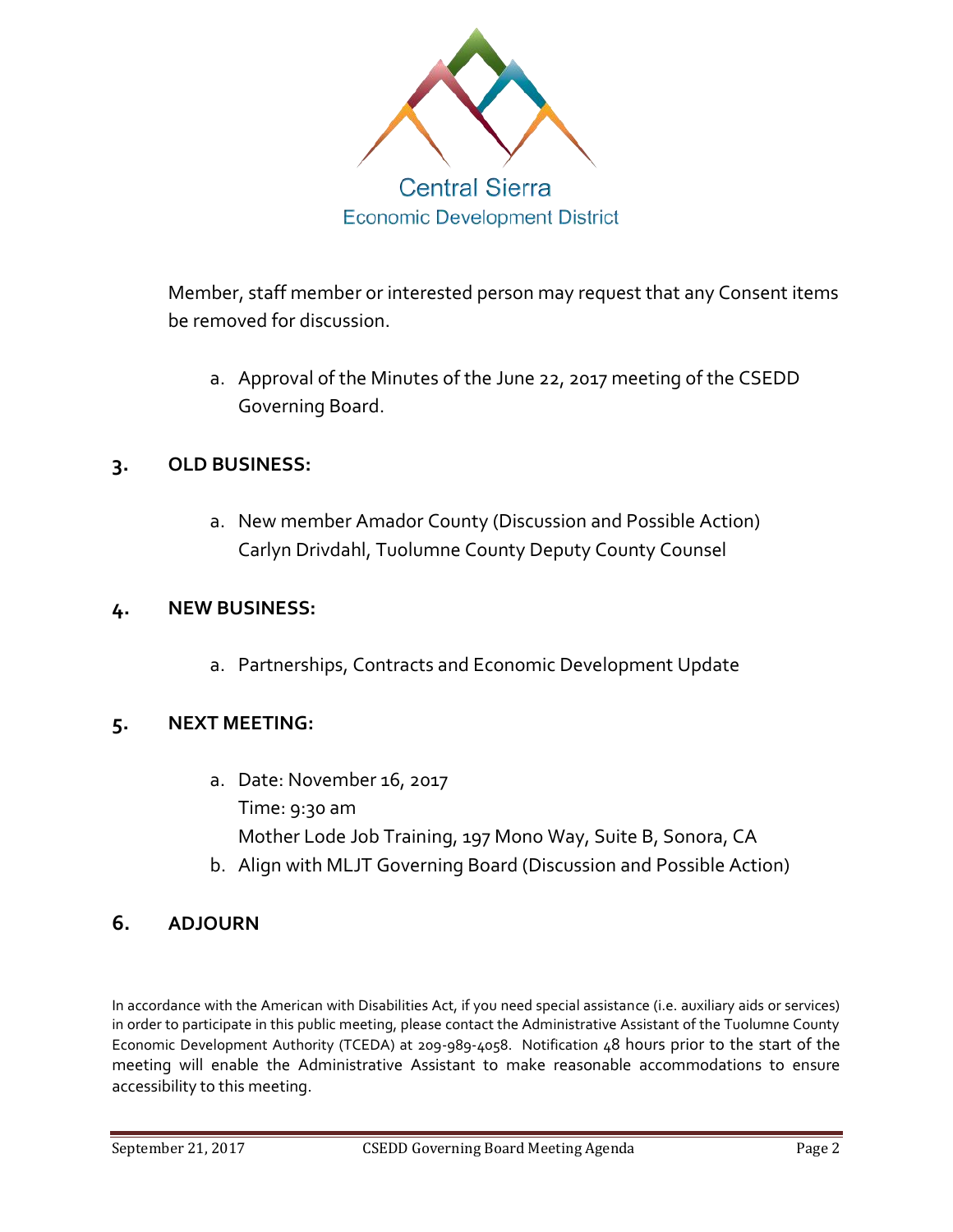Member, staff member or interested person may request that any Consent items be removed for discussion.

a. Approval of the Minutes of the June 22, 2017 meeting of the CSEDD Governing Board.

## 3. OLD BUSINESS:

a. New member Amador County (Discussion and Possible Action)
   Carlyn Drivdahl, Tuolumne County Deputy County Counsel

## 4. NEW BUSINESS:

a. Partnerships, Contracts and Economic Development Update

## 5. NEXT MEETING:

a. Date: November 16, 2017
   Time: 9:30 am
   Mother Lode Job Training, 197 Mono Way, Suite B, Sonora, CA
b. Align with MLJT Governing Board (Discussion and Possible Action)

## 6. ADJOURN

In accordance with the American with Disabilities Act, if you need special assistance (i.e. auxiliary aids or services) in order to participate in this public meeting, please contact the Administrative Assistant of the Tuolumne County Economic Development Authority (TCEDA) at 209-989-4058. Notification 48 hours prior to the start of the meeting will enable the Administrative Assistant to make reasonable accommodations to ensure accessibility to this meeting.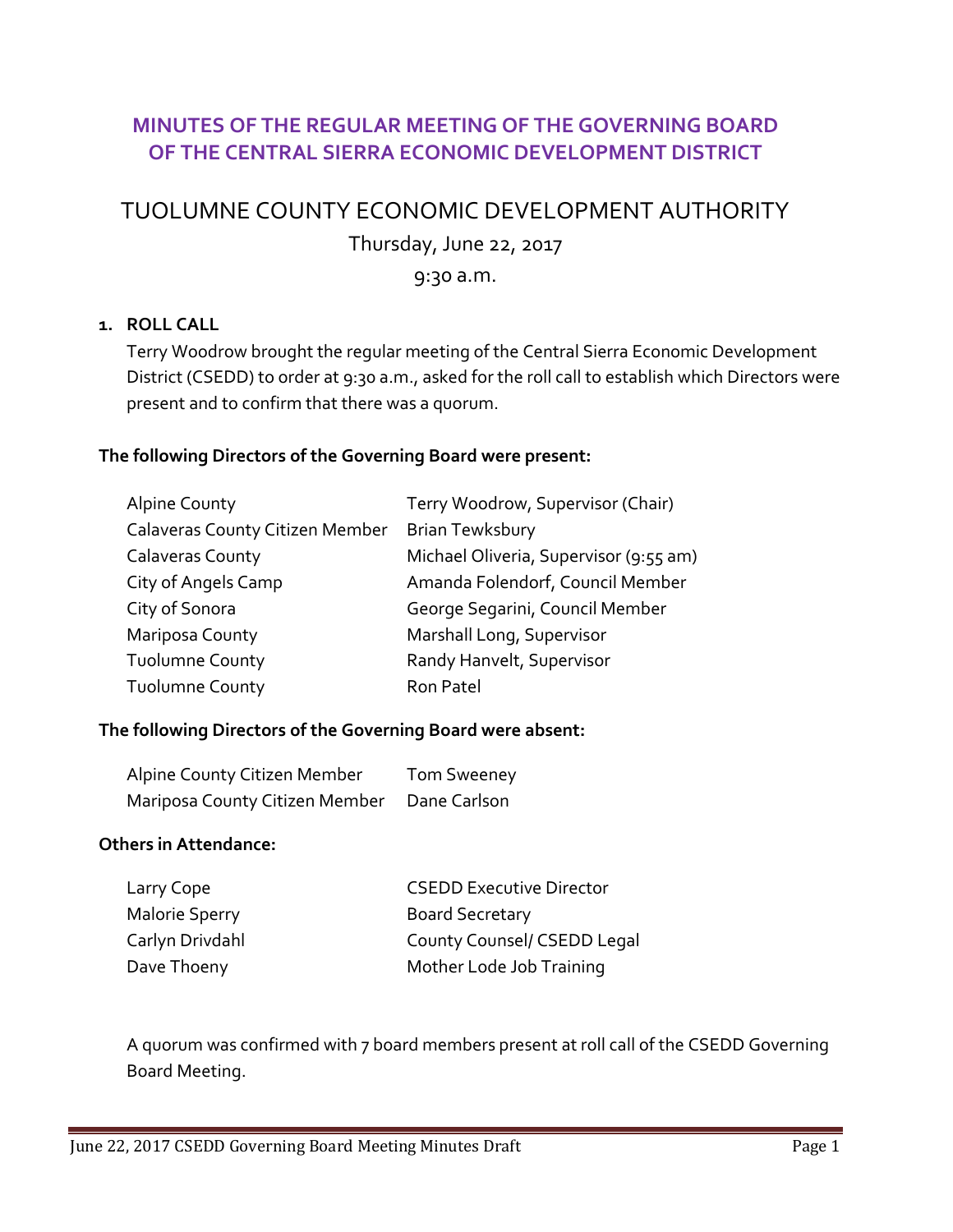## MINUTES OF THE REGULAR MEETING OF THE GOVERNING BOARD OF THE CENTRAL SIERRA ECONOMIC DEVELOPMENT DISTRICT

# TUOLUMNE COUNTY ECONOMIC DEVELOPMENT AUTHORITY

Thursday, June 22, 2017

9:30 a.m.

1. **ROLL CALL**

   Terry Woodrow brought the regular meeting of the Central Sierra Economic Development District (CSEDD) to order at 9:30 a.m., asked for the roll call to establish which Directors were present and to confirm that there was a quorum.

**The following Directors of the Governing Board were present:**

| | |
|---|---|
| Alpine County | Terry Woodrow, Supervisor (Chair) |
| Calaveras County Citizen Member | Brian Tewksbury |
| Calaveras County | Michael Oliveria, Supervisor (9:55 am) |
| City of Angels Camp | Amanda Folendorf, Council Member |
| City of Sonora | George Segarini, Council Member |
| Mariposa County | Marshall Long, Supervisor |
| Tuolumne County | Randy Hanvelt, Supervisor |
| Tuolumne County | Ron Patel |

**The following Directors of the Governing Board were absent:**

| | |
|---|---|
| Alpine County Citizen Member | Tom Sweeney |
| Mariposa County Citizen Member | Dane Carlson |

**Others in Attendance:**

| | |
|---|---|
| Larry Cope | CSEDD Executive Director |
| Malorie Sperry | Board Secretary |
| Carlyn Drivdahl | County Counsel/ CSEDD Legal |
| Dave Thoeny | Mother Lode Job Training |

A quorum was confirmed with 7 board members present at roll call of the CSEDD Governing Board Meeting.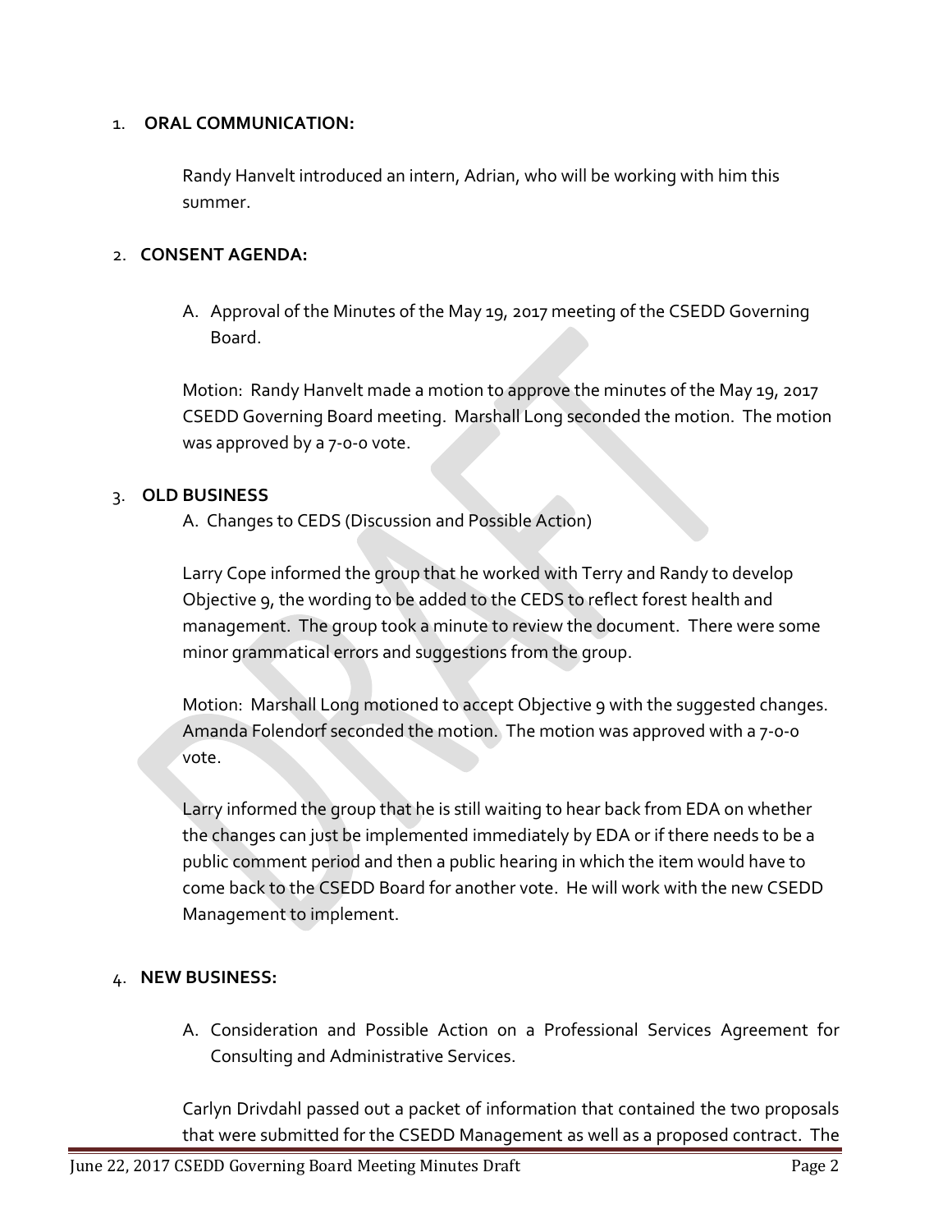1. **ORAL COMMUNICATION:**

   Randy Hanvelt introduced an intern, Adrian, who will be working with him this summer.

2. **CONSENT AGENDA:**

   A. Approval of the Minutes of the May 19, 2017 meeting of the CSEDD Governing Board.

   Motion: Randy Hanvelt made a motion to approve the minutes of the May 19, 2017 CSEDD Governing Board meeting. Marshall Long seconded the motion. The motion was approved by a 7-0-0 vote.

3. **OLD BUSINESS**

   A. Changes to CEDS (Discussion and Possible Action)

   Larry Cope informed the group that he worked with Terry and Randy to develop Objective 9, the wording to be added to the CEDS to reflect forest health and management. The group took a minute to review the document. There were some minor grammatical errors and suggestions from the group.

   Motion: Marshall Long motioned to accept Objective 9 with the suggested changes. Amanda Folendorf seconded the motion. The motion was approved with a 7-0-0 vote.

   Larry informed the group that he is still waiting to hear back from EDA on whether the changes can just be implemented immediately by EDA or if there needs to be a public comment period and then a public hearing in which the item would have to come back to the CSEDD Board for another vote. He will work with the new CSEDD Management to implement.

4. **NEW BUSINESS:**

   A. Consideration and Possible Action on a Professional Services Agreement for Consulting and Administrative Services.

   Carlyn Drivdahl passed out a packet of information that contained the two proposals that were submitted for the CSEDD Management as well as a proposed contract. The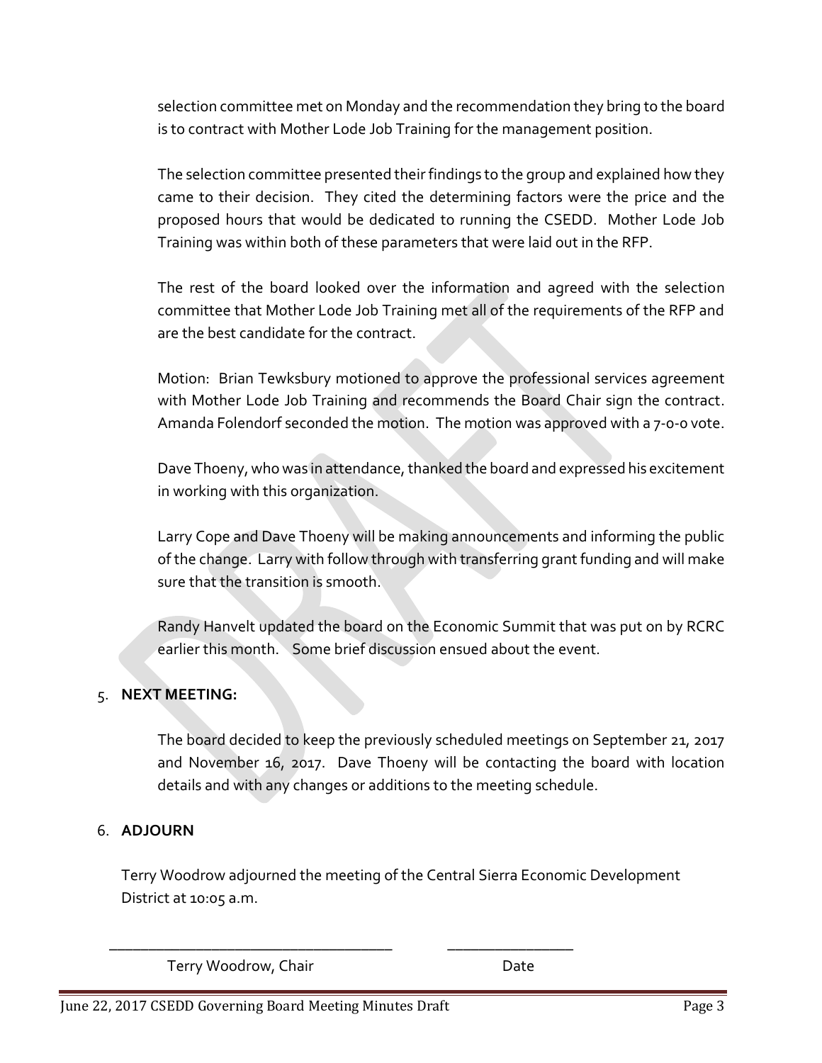selection committee met on Monday and the recommendation they bring to the board is to contract with Mother Lode Job Training for the management position.

The selection committee presented their findings to the group and explained how they came to their decision. They cited the determining factors were the price and the proposed hours that would be dedicated to running the CSEDD. Mother Lode Job Training was within both of these parameters that were laid out in the RFP.

The rest of the board looked over the information and agreed with the selection committee that Mother Lode Job Training met all of the requirements of the RFP and are the best candidate for the contract.

Motion: Brian Tewksbury motioned to approve the professional services agreement with Mother Lode Job Training and recommends the Board Chair sign the contract. Amanda Folendorf seconded the motion. The motion was approved with a 7-0-0 vote.

Dave Thoeny, who was in attendance, thanked the board and expressed his excitement in working with this organization.

Larry Cope and Dave Thoeny will be making announcements and informing the public of the change. Larry with follow through with transferring grant funding and will make sure that the transition is smooth.

Randy Hanvelt updated the board on the Economic Summit that was put on by RCRC earlier this month. Some brief discussion ensued about the event.

5. **NEXT MEETING:**

The board decided to keep the previously scheduled meetings on September 21, 2017 and November 16, 2017. Dave Thoeny will be contacting the board with location details and with any changes or additions to the meeting schedule.

6. **ADJOURN**

Terry Woodrow adjourned the meeting of the Central Sierra Economic Development District at 10:05 a.m.

\_\_\_\_\_\_\_\_\_\_\_\_\_\_\_\_\_\_\_\_\_\_\_\_\_\_\_\_\_\_\_\_\_\_\_\_ \_\_\_\_\_\_\_\_\_\_\_\_\_\_\_\_

Terry Woodrow, Chair Date